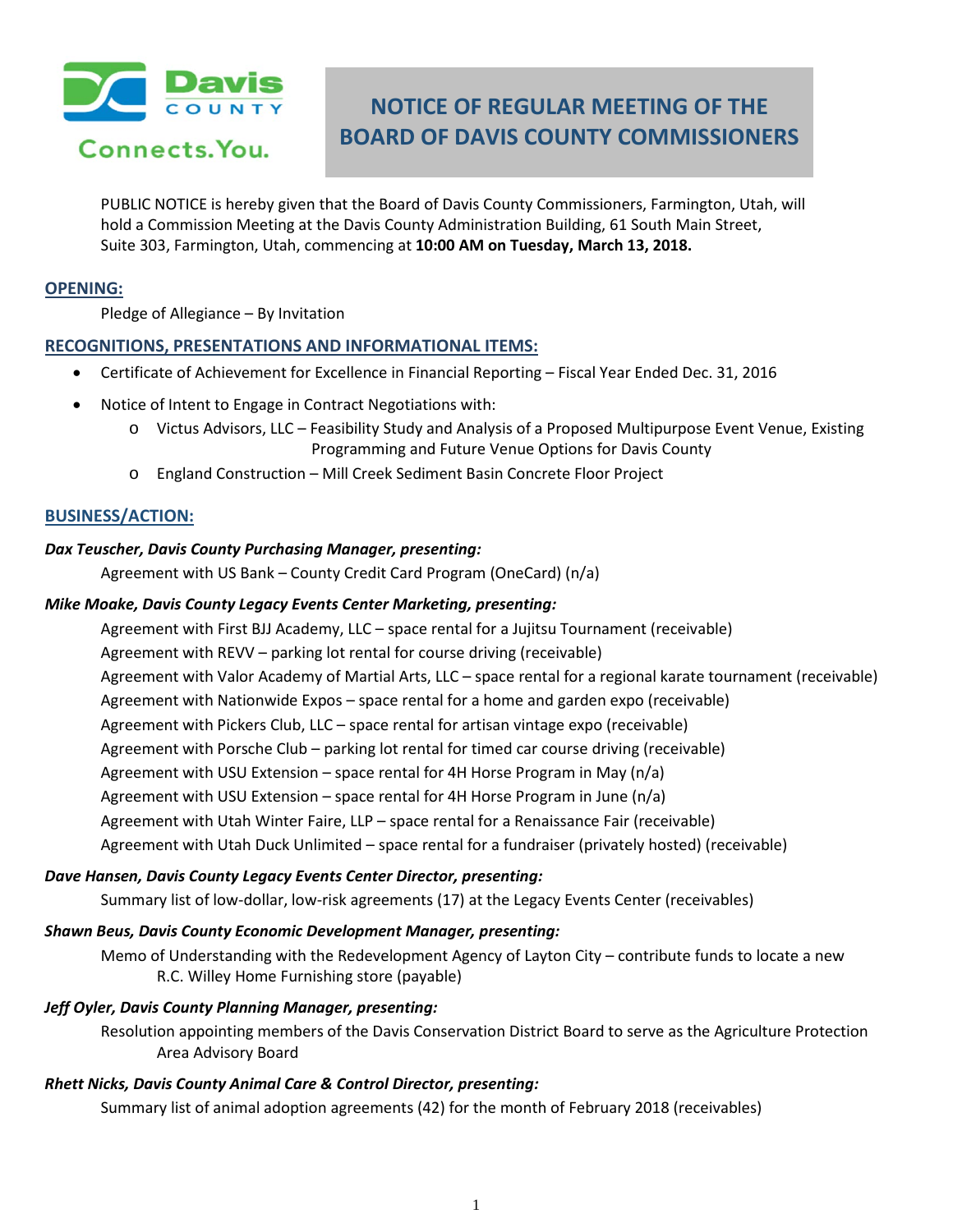# NOTICE OF REGULAR MEETING OF THE BOARD OF DAVIS COUNTY COMMISSIONERS

PUBLIC NOTICE is hereby given that the Board of Davis County Commissioners, Farmington, Utah, will hold a Commission Meeting at the Davis County Administration Building, 61 South Main Street, Suite 303, Farmington, Utah, commencing at **10:00 AM on Tuesday, March 13, 2018.**

## OPENING:

Pledge of Allegiance – By Invitation

## RECOGNITIONS, PRESENTATIONS AND INFORMATIONAL ITEMS:

- Certificate of Achievement for Excellence in Financial Reporting – Fiscal Year Ended Dec. 31, 2016
- Notice of Intent to Engage in Contract Negotiations with:
  - Victus Advisors, LLC – Feasibility Study and Analysis of a Proposed Multipurpose Event Venue, Existing Programming and Future Venue Options for Davis County
  - England Construction – Mill Creek Sediment Basin Concrete Floor Project

## BUSINESS/ACTION:

***Dax Teuscher, Davis County Purchasing Manager, presenting:***

Agreement with US Bank – County Credit Card Program (OneCard) (n/a)

***Mike Moake, Davis County Legacy Events Center Marketing, presenting:***

Agreement with First BJJ Academy, LLC – space rental for a Jujitsu Tournament (receivable)
Agreement with REVV – parking lot rental for course driving (receivable)
Agreement with Valor Academy of Martial Arts, LLC – space rental for a regional karate tournament (receivable)
Agreement with Nationwide Expos – space rental for a home and garden expo (receivable)
Agreement with Pickers Club, LLC – space rental for artisan vintage expo (receivable)
Agreement with Porsche Club – parking lot rental for timed car course driving (receivable)
Agreement with USU Extension – space rental for 4H Horse Program in May (n/a)
Agreement with USU Extension – space rental for 4H Horse Program in June (n/a)
Agreement with Utah Winter Faire, LLP – space rental for a Renaissance Fair (receivable)
Agreement with Utah Duck Unlimited – space rental for a fundraiser (privately hosted) (receivable)

***Dave Hansen, Davis County Legacy Events Center Director, presenting:***

Summary list of low-dollar, low-risk agreements (17) at the Legacy Events Center (receivables)

***Shawn Beus, Davis County Economic Development Manager, presenting:***

Memo of Understanding with the Redevelopment Agency of Layton City – contribute funds to locate a new R.C. Willey Home Furnishing store (payable)

***Jeff Oyler, Davis County Planning Manager, presenting:***

Resolution appointing members of the Davis Conservation District Board to serve as the Agriculture Protection Area Advisory Board

***Rhett Nicks, Davis County Animal Care & Control Director, presenting:***

Summary list of animal adoption agreements (42) for the month of February 2018 (receivables)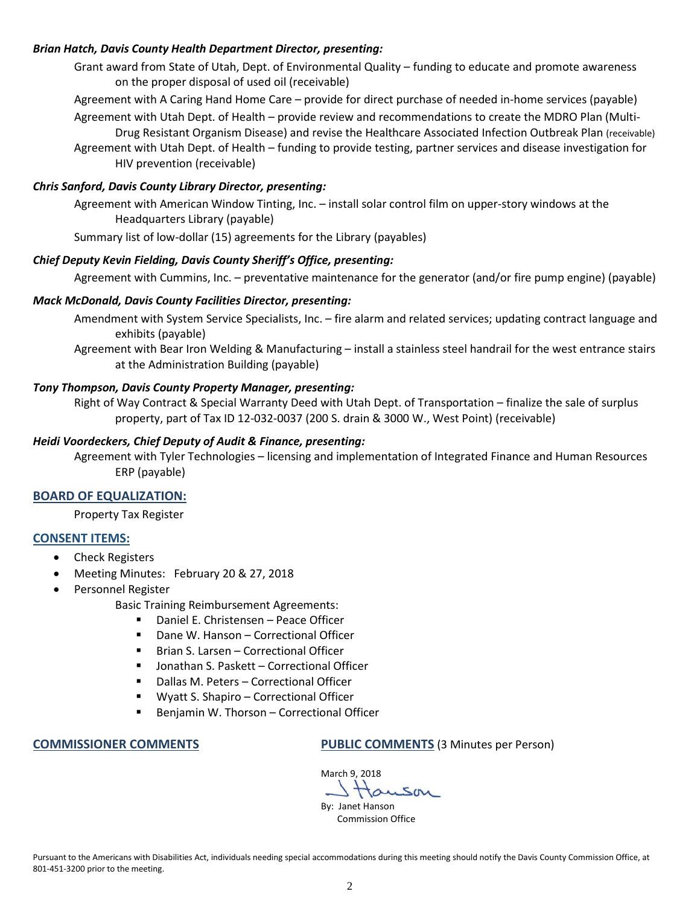***Brian Hatch, Davis County Health Department Director, presenting:***

Grant award from State of Utah, Dept. of Environmental Quality – funding to educate and promote awareness on the proper disposal of used oil (receivable)

Agreement with A Caring Hand Home Care – provide for direct purchase of needed in-home services (payable)

Agreement with Utah Dept. of Health – provide review and recommendations to create the MDRO Plan (Multi-Drug Resistant Organism Disease) and revise the Healthcare Associated Infection Outbreak Plan (receivable)

Agreement with Utah Dept. of Health – funding to provide testing, partner services and disease investigation for HIV prevention (receivable)

***Chris Sanford, Davis County Library Director, presenting:***

Agreement with American Window Tinting, Inc. – install solar control film on upper-story windows at the Headquarters Library (payable)

Summary list of low-dollar (15) agreements for the Library (payables)

***Chief Deputy Kevin Fielding, Davis County Sheriff's Office, presenting:***

Agreement with Cummins, Inc. – preventative maintenance for the generator (and/or fire pump engine) (payable)

***Mack McDonald, Davis County Facilities Director, presenting:***

Amendment with System Service Specialists, Inc. – fire alarm and related services; updating contract language and exhibits (payable)

Agreement with Bear Iron Welding & Manufacturing – install a stainless steel handrail for the west entrance stairs at the Administration Building (payable)

***Tony Thompson, Davis County Property Manager, presenting:***

Right of Way Contract & Special Warranty Deed with Utah Dept. of Transportation – finalize the sale of surplus property, part of Tax ID 12-032-0037 (200 S. drain & 3000 W., West Point) (receivable)

***Heidi Voordeckers, Chief Deputy of Audit & Finance, presenting:***

Agreement with Tyler Technologies – licensing and implementation of Integrated Finance and Human Resources ERP (payable)

## BOARD OF EQUALIZATION:

Property Tax Register

## CONSENT ITEMS:

- Check Registers
- Meeting Minutes: February 20 & 27, 2018
- Personnel Register

  Basic Training Reimbursement Agreements:
  - Daniel E. Christensen – Peace Officer
  - Dane W. Hanson – Correctional Officer
  - Brian S. Larsen – Correctional Officer
  - Jonathan S. Paskett – Correctional Officer
  - Dallas M. Peters – Correctional Officer
  - Wyatt S. Shapiro – Correctional Officer
  - Benjamin W. Thorson – Correctional Officer

## COMMISSIONER COMMENTS

## PUBLIC COMMENTS (3 Minutes per Person)

March 9, 2018

J Hanson

By: Janet Hanson
Commission Office

Pursuant to the Americans with Disabilities Act, individuals needing special accommodations during this meeting should notify the Davis County Commission Office, at 801-451-3200 prior to the meeting.